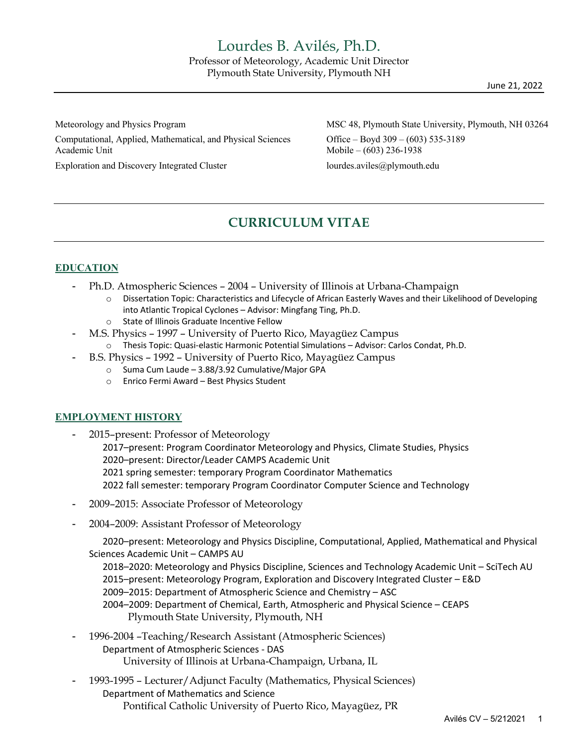# Lourdes B. Avilés, Ph.D.

Professor of Meteorology, Academic Unit Director
Plymouth State University, Plymouth NH

June 21, 2022

Meteorology and Physics Program
Computational, Applied, Mathematical, and Physical Sciences Academic Unit
Exploration and Discovery Integrated Cluster

MSC 48, Plymouth State University, Plymouth, NH 03264
Office – Boyd 309 – (603) 535-3189
Mobile – (603) 236-1938
lourdes.aviles@plymouth.edu

## CURRICULUM VITAE

### EDUCATION

- Ph.D. Atmospheric Sciences – 2004 – University of Illinois at Urbana-Champaign
    - Dissertation Topic: Characteristics and Lifecycle of African Easterly Waves and their Likelihood of Developing into Atlantic Tropical Cyclones – Advisor: Mingfang Ting, Ph.D.
    - State of Illinois Graduate Incentive Fellow
- M.S. Physics – 1997 – University of Puerto Rico, Mayagüez Campus
    - Thesis Topic: Quasi-elastic Harmonic Potential Simulations – Advisor: Carlos Condat, Ph.D.
- B.S. Physics – 1992 – University of Puerto Rico, Mayagüez Campus
    - Suma Cum Laude – 3.88/3.92 Cumulative/Major GPA
    - Enrico Fermi Award – Best Physics Student

### EMPLOYMENT HISTORY

- 2015–present: Professor of Meteorology
  2017–present: Program Coordinator Meteorology and Physics, Climate Studies, Physics
  2020–present: Director/Leader CAMPS Academic Unit
  2021 spring semester: temporary Program Coordinator Mathematics
  2022 fall semester: temporary Program Coordinator Computer Science and Technology
- 2009–2015: Associate Professor of Meteorology
- 2004–2009: Assistant Professor of Meteorology
  2020–present: Meteorology and Physics Discipline, Computational, Applied, Mathematical and Physical Sciences Academic Unit – CAMPS AU
  2018–2020: Meteorology and Physics Discipline, Sciences and Technology Academic Unit – SciTech AU
  2015–present: Meteorology Program, Exploration and Discovery Integrated Cluster – E&D
  2009–2015: Department of Atmospheric Science and Chemistry – ASC
  2004–2009: Department of Chemical, Earth, Atmospheric and Physical Science – CEAPS
  Plymouth State University, Plymouth, NH
- 1996-2004 –Teaching/Research Assistant (Atmospheric Sciences)
  Department of Atmospheric Sciences - DAS
  University of Illinois at Urbana-Champaign, Urbana, IL
- 1993-1995 – Lecturer/Adjunct Faculty (Mathematics, Physical Sciences)
  Department of Mathematics and Science
  Pontifical Catholic University of Puerto Rico, Mayagüez, PR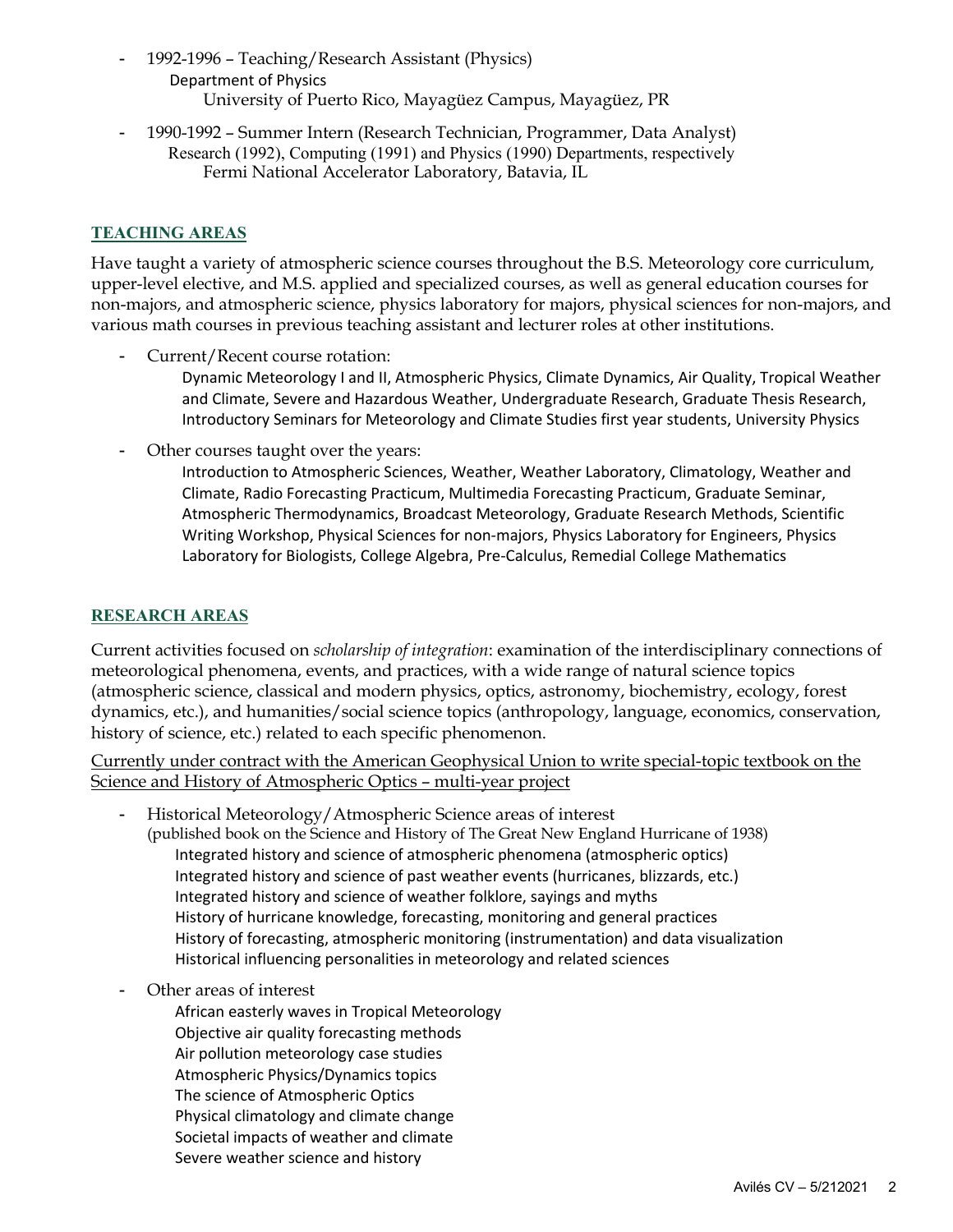- 1992-1996 – Teaching/Research Assistant (Physics)
  Department of Physics
  University of Puerto Rico, Mayagüez Campus, Mayagüez, PR

- 1990-1992 – Summer Intern (Research Technician, Programmer, Data Analyst)
  Research (1992), Computing (1991) and Physics (1990) Departments, respectively
  Fermi National Accelerator Laboratory, Batavia, IL

## TEACHING AREAS

Have taught a variety of atmospheric science courses throughout the B.S. Meteorology core curriculum, upper-level elective, and M.S. applied and specialized courses, as well as general education courses for non-majors, and atmospheric science, physics laboratory for majors, physical sciences for non-majors, and various math courses in previous teaching assistant and lecturer roles at other institutions.

- Current/Recent course rotation:
  Dynamic Meteorology I and II, Atmospheric Physics, Climate Dynamics, Air Quality, Tropical Weather and Climate, Severe and Hazardous Weather, Undergraduate Research, Graduate Thesis Research, Introductory Seminars for Meteorology and Climate Studies first year students, University Physics

- Other courses taught over the years:
  Introduction to Atmospheric Sciences, Weather, Weather Laboratory, Climatology, Weather and Climate, Radio Forecasting Practicum, Multimedia Forecasting Practicum, Graduate Seminar, Atmospheric Thermodynamics, Broadcast Meteorology, Graduate Research Methods, Scientific Writing Workshop, Physical Sciences for non-majors, Physics Laboratory for Engineers, Physics Laboratory for Biologists, College Algebra, Pre-Calculus, Remedial College Mathematics

## RESEARCH AREAS

Current activities focused on *scholarship of integration*: examination of the interdisciplinary connections of meteorological phenomena, events, and practices, with a wide range of natural science topics (atmospheric science, classical and modern physics, optics, astronomy, biochemistry, ecology, forest dynamics, etc.), and humanities/social science topics (anthropology, language, economics, conservation, history of science, etc.) related to each specific phenomenon.

<u>Currently under contract with the American Geophysical Union to write special-topic textbook on the Science and History of Atmospheric Optics – multi-year project</u>

- Historical Meteorology/Atmospheric Science areas of interest
  (published book on the Science and History of The Great New England Hurricane of 1938)
  Integrated history and science of atmospheric phenomena (atmospheric optics)
  Integrated history and science of past weather events (hurricanes, blizzards, etc.)
  Integrated history and science of weather folklore, sayings and myths
  History of hurricane knowledge, forecasting, monitoring and general practices
  History of forecasting, atmospheric monitoring (instrumentation) and data visualization
  Historical influencing personalities in meteorology and related sciences

- Other areas of interest
  African easterly waves in Tropical Meteorology
  Objective air quality forecasting methods
  Air pollution meteorology case studies
  Atmospheric Physics/Dynamics topics
  The science of Atmospheric Optics
  Physical climatology and climate change
  Societal impacts of weather and climate
  Severe weather science and history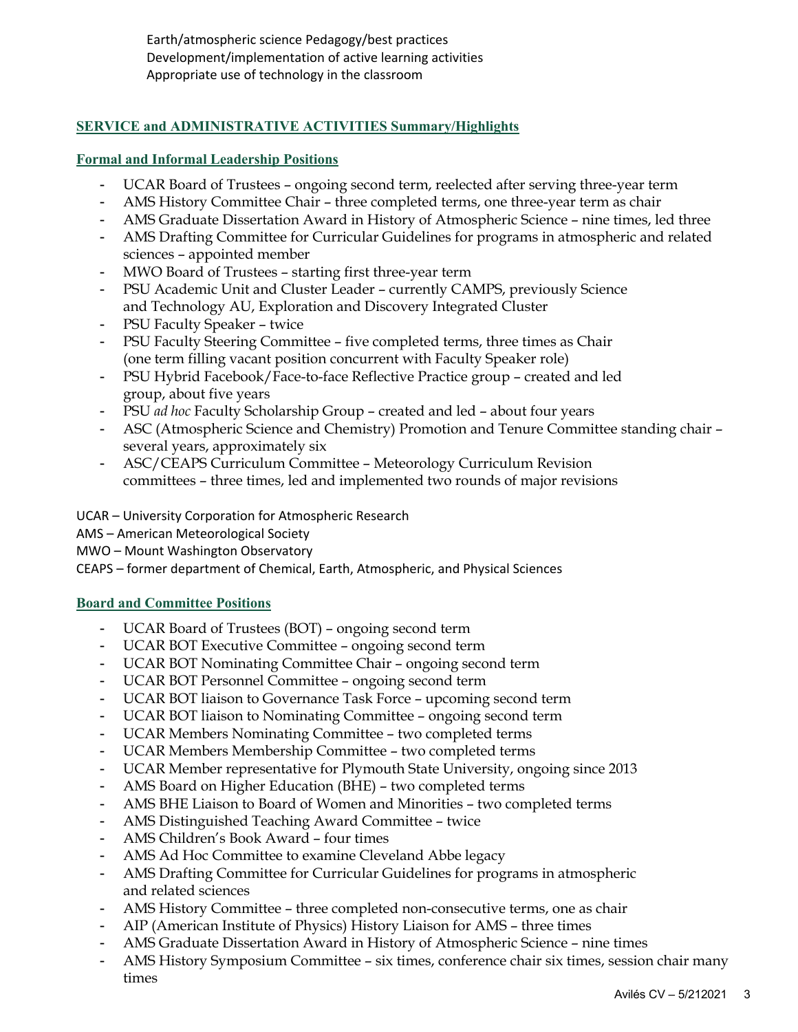Earth/atmospheric science Pedagogy/best practices
Development/implementation of active learning activities
Appropriate use of technology in the classroom

## SERVICE and ADMINISTRATIVE ACTIVITIES Summary/Highlights

### Formal and Informal Leadership Positions

- UCAR Board of Trustees – ongoing second term, reelected after serving three-year term
- AMS History Committee Chair – three completed terms, one three-year term as chair
- AMS Graduate Dissertation Award in History of Atmospheric Science – nine times, led three
- AMS Drafting Committee for Curricular Guidelines for programs in atmospheric and related sciences – appointed member
- MWO Board of Trustees – starting first three-year term
- PSU Academic Unit and Cluster Leader – currently CAMPS, previously Science and Technology AU, Exploration and Discovery Integrated Cluster
- PSU Faculty Speaker – twice
- PSU Faculty Steering Committee – five completed terms, three times as Chair (one term filling vacant position concurrent with Faculty Speaker role)
- PSU Hybrid Facebook/Face-to-face Reflective Practice group – created and led group, about five years
- PSU *ad hoc* Faculty Scholarship Group – created and led – about four years
- ASC (Atmospheric Science and Chemistry) Promotion and Tenure Committee standing chair – several years, approximately six
- ASC/CEAPS Curriculum Committee – Meteorology Curriculum Revision committees – three times, led and implemented two rounds of major revisions

UCAR – University Corporation for Atmospheric Research
AMS – American Meteorological Society
MWO – Mount Washington Observatory
CEAPS – former department of Chemical, Earth, Atmospheric, and Physical Sciences

### Board and Committee Positions

- UCAR Board of Trustees (BOT) – ongoing second term
- UCAR BOT Executive Committee – ongoing second term
- UCAR BOT Nominating Committee Chair – ongoing second term
- UCAR BOT Personnel Committee – ongoing second term
- UCAR BOT liaison to Governance Task Force – upcoming second term
- UCAR BOT liaison to Nominating Committee – ongoing second term
- UCAR Members Nominating Committee – two completed terms
- UCAR Members Membership Committee – two completed terms
- UCAR Member representative for Plymouth State University, ongoing since 2013
- AMS Board on Higher Education (BHE) – two completed terms
- AMS BHE Liaison to Board of Women and Minorities – two completed terms
- AMS Distinguished Teaching Award Committee – twice
- AMS Children's Book Award – four times
- AMS Ad Hoc Committee to examine Cleveland Abbe legacy
- AMS Drafting Committee for Curricular Guidelines for programs in atmospheric and related sciences
- AMS History Committee – three completed non-consecutive terms, one as chair
- AIP (American Institute of Physics) History Liaison for AMS – three times
- AMS Graduate Dissertation Award in History of Atmospheric Science – nine times
- AMS History Symposium Committee – six times, conference chair six times, session chair many times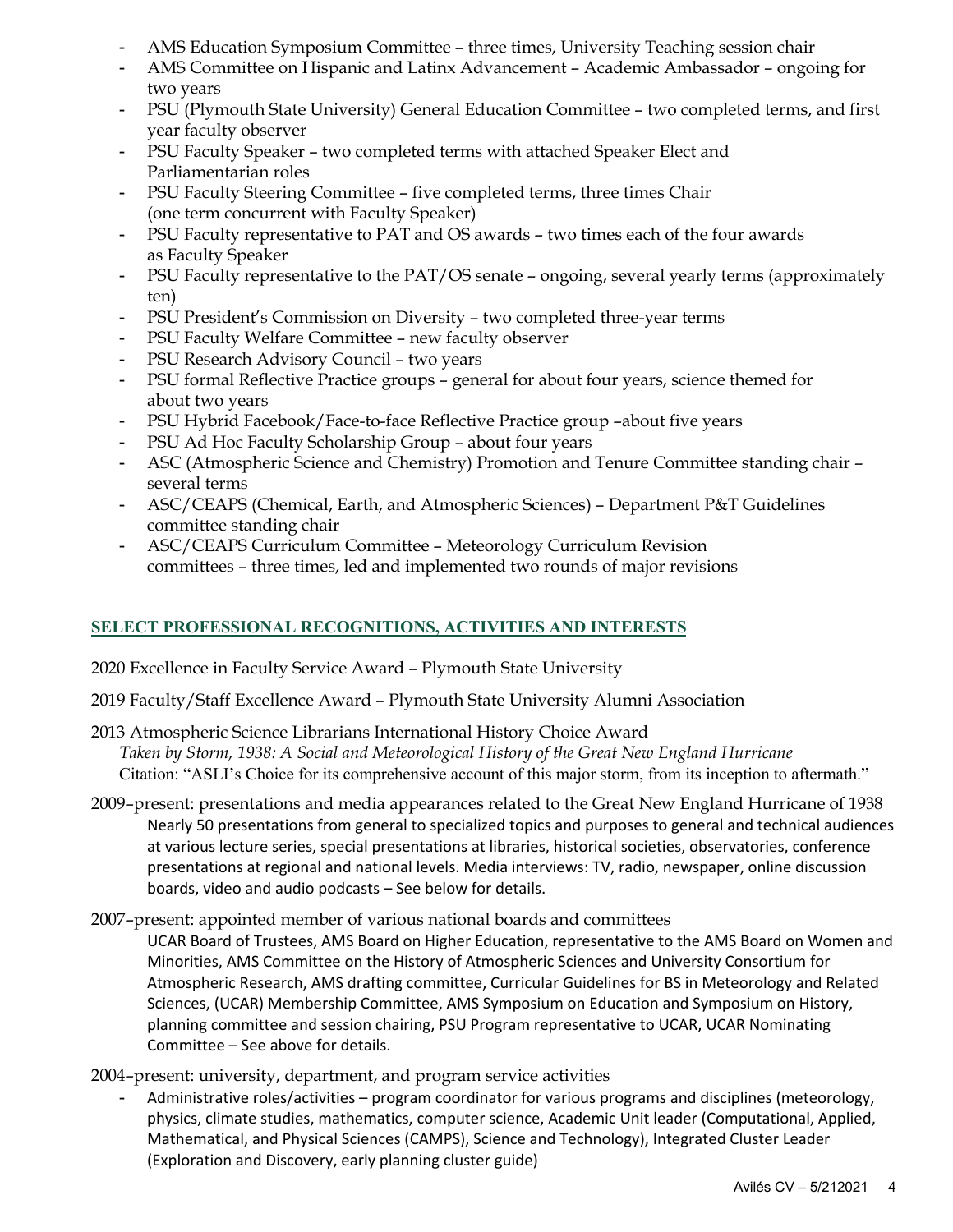- AMS Education Symposium Committee – three times, University Teaching session chair
- AMS Committee on Hispanic and Latinx Advancement – Academic Ambassador – ongoing for two years
- PSU (Plymouth State University) General Education Committee – two completed terms, and first year faculty observer
- PSU Faculty Speaker – two completed terms with attached Speaker Elect and Parliamentarian roles
- PSU Faculty Steering Committee – five completed terms, three times Chair (one term concurrent with Faculty Speaker)
- PSU Faculty representative to PAT and OS awards – two times each of the four awards as Faculty Speaker
- PSU Faculty representative to the PAT/OS senate – ongoing, several yearly terms (approximately ten)
- PSU President's Commission on Diversity – two completed three-year terms
- PSU Faculty Welfare Committee – new faculty observer
- PSU Research Advisory Council – two years
- PSU formal Reflective Practice groups – general for about four years, science themed for about two years
- PSU Hybrid Facebook/Face-to-face Reflective Practice group –about five years
- PSU Ad Hoc Faculty Scholarship Group – about four years
- ASC (Atmospheric Science and Chemistry) Promotion and Tenure Committee standing chair – several terms
- ASC/CEAPS (Chemical, Earth, and Atmospheric Sciences) – Department P&T Guidelines committee standing chair
- ASC/CEAPS Curriculum Committee – Meteorology Curriculum Revision committees – three times, led and implemented two rounds of major revisions

## SELECT PROFESSIONAL RECOGNITIONS, ACTIVITIES AND INTERESTS

2020 Excellence in Faculty Service Award – Plymouth State University

2019 Faculty/Staff Excellence Award – Plymouth State University Alumni Association

2013 Atmospheric Science Librarians International History Choice Award
*Taken by Storm, 1938: A Social and Meteorological History of the Great New England Hurricane*
Citation: "ASLI's Choice for its comprehensive account of this major storm, from its inception to aftermath."

2009–present: presentations and media appearances related to the Great New England Hurricane of 1938
Nearly 50 presentations from general to specialized topics and purposes to general and technical audiences at various lecture series, special presentations at libraries, historical societies, observatories, conference presentations at regional and national levels. Media interviews: TV, radio, newspaper, online discussion boards, video and audio podcasts – See below for details.

2007–present: appointed member of various national boards and committees
UCAR Board of Trustees, AMS Board on Higher Education, representative to the AMS Board on Women and Minorities, AMS Committee on the History of Atmospheric Sciences and University Consortium for Atmospheric Research, AMS drafting committee, Curricular Guidelines for BS in Meteorology and Related Sciences, (UCAR) Membership Committee, AMS Symposium on Education and Symposium on History, planning committee and session chairing, PSU Program representative to UCAR, UCAR Nominating Committee – See above for details.

2004–present: university, department, and program service activities

- Administrative roles/activities – program coordinator for various programs and disciplines (meteorology, physics, climate studies, mathematics, computer science, Academic Unit leader (Computational, Applied, Mathematical, and Physical Sciences (CAMPS), Science and Technology), Integrated Cluster Leader (Exploration and Discovery, early planning cluster guide)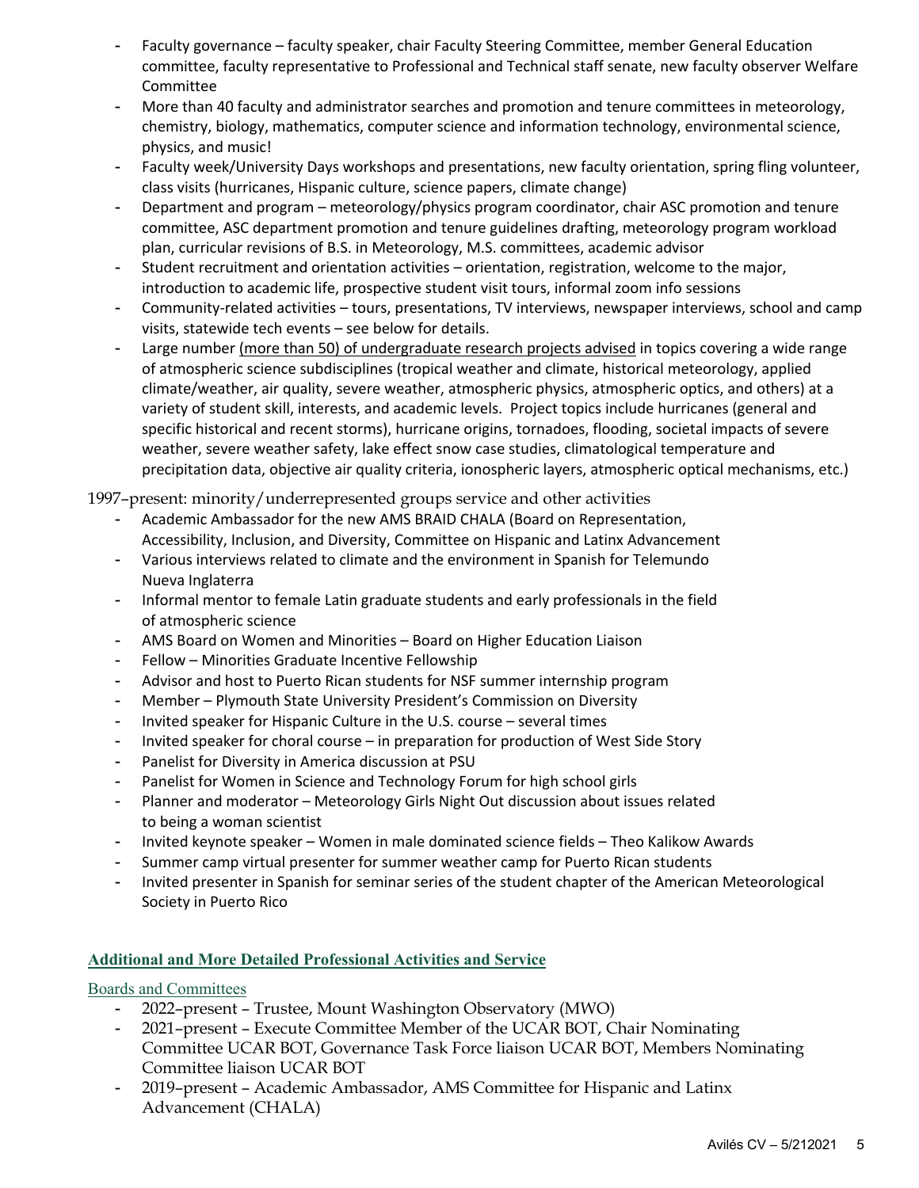- Faculty governance – faculty speaker, chair Faculty Steering Committee, member General Education committee, faculty representative to Professional and Technical staff senate, new faculty observer Welfare Committee
- More than 40 faculty and administrator searches and promotion and tenure committees in meteorology, chemistry, biology, mathematics, computer science and information technology, environmental science, physics, and music!
- Faculty week/University Days workshops and presentations, new faculty orientation, spring fling volunteer, class visits (hurricanes, Hispanic culture, science papers, climate change)
- Department and program – meteorology/physics program coordinator, chair ASC promotion and tenure committee, ASC department promotion and tenure guidelines drafting, meteorology program workload plan, curricular revisions of B.S. in Meteorology, M.S. committees, academic advisor
- Student recruitment and orientation activities – orientation, registration, welcome to the major, introduction to academic life, prospective student visit tours, informal zoom info sessions
- Community-related activities – tours, presentations, TV interviews, newspaper interviews, school and camp visits, statewide tech events – see below for details.
- Large number (more than 50) of undergraduate research projects advised in topics covering a wide range of atmospheric science subdisciplines (tropical weather and climate, historical meteorology, applied climate/weather, air quality, severe weather, atmospheric physics, atmospheric optics, and others) at a variety of student skill, interests, and academic levels. Project topics include hurricanes (general and specific historical and recent storms), hurricane origins, tornadoes, flooding, societal impacts of severe weather, severe weather safety, lake effect snow case studies, climatological temperature and precipitation data, objective air quality criteria, ionospheric layers, atmospheric optical mechanisms, etc.)

1997–present: minority/underrepresented groups service and other activities

- Academic Ambassador for the new AMS BRAID CHALA (Board on Representation, Accessibility, Inclusion, and Diversity, Committee on Hispanic and Latinx Advancement
- Various interviews related to climate and the environment in Spanish for Telemundo Nueva Inglaterra
- Informal mentor to female Latin graduate students and early professionals in the field of atmospheric science
- AMS Board on Women and Minorities – Board on Higher Education Liaison
- Fellow – Minorities Graduate Incentive Fellowship
- Advisor and host to Puerto Rican students for NSF summer internship program
- Member – Plymouth State University President's Commission on Diversity
- Invited speaker for Hispanic Culture in the U.S. course – several times
- Invited speaker for choral course – in preparation for production of West Side Story
- Panelist for Diversity in America discussion at PSU
- Panelist for Women in Science and Technology Forum for high school girls
- Planner and moderator – Meteorology Girls Night Out discussion about issues related to being a woman scientist
- Invited keynote speaker – Women in male dominated science fields – Theo Kalikow Awards
- Summer camp virtual presenter for summer weather camp for Puerto Rican students
- Invited presenter in Spanish for seminar series of the student chapter of the American Meteorological Society in Puerto Rico

## Additional and More Detailed Professional Activities and Service

### Boards and Committees

- 2022–present – Trustee, Mount Washington Observatory (MWO)
- 2021–present – Execute Committee Member of the UCAR BOT, Chair Nominating Committee UCAR BOT, Governance Task Force liaison UCAR BOT, Members Nominating Committee liaison UCAR BOT
- 2019–present – Academic Ambassador, AMS Committee for Hispanic and Latinx Advancement (CHALA)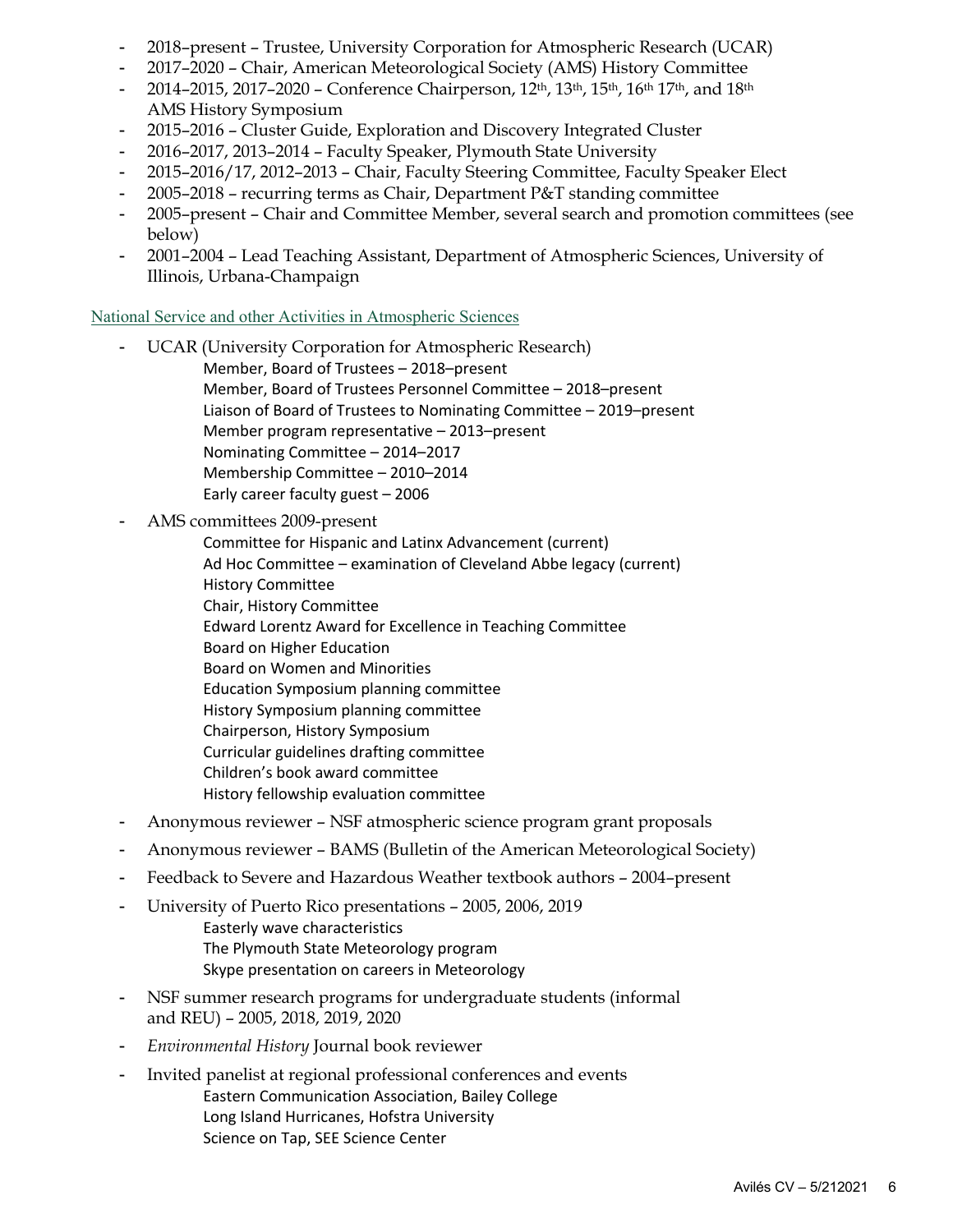- 2018–present – Trustee, University Corporation for Atmospheric Research (UCAR)
- 2017–2020 – Chair, American Meteorological Society (AMS) History Committee
- 2014–2015, 2017–2020 – Conference Chairperson, 12th, 13th, 15th, 16th 17th, and 18th AMS History Symposium
- 2015–2016 – Cluster Guide, Exploration and Discovery Integrated Cluster
- 2016–2017, 2013–2014 – Faculty Speaker, Plymouth State University
- 2015–2016/17, 2012–2013 – Chair, Faculty Steering Committee, Faculty Speaker Elect
- 2005–2018 – recurring terms as Chair, Department P&T standing committee
- 2005–present – Chair and Committee Member, several search and promotion committees (see below)
- 2001–2004 – Lead Teaching Assistant, Department of Atmospheric Sciences, University of Illinois, Urbana-Champaign

## National Service and other Activities in Atmospheric Sciences

- UCAR (University Corporation for Atmospheric Research)
  - Member, Board of Trustees – 2018–present
  - Member, Board of Trustees Personnel Committee – 2018–present
  - Liaison of Board of Trustees to Nominating Committee – 2019–present
  - Member program representative – 2013–present
  - Nominating Committee – 2014–2017
  - Membership Committee – 2010–2014
  - Early career faculty guest – 2006
- AMS committees 2009-present
  - Committee for Hispanic and Latinx Advancement (current)
  - Ad Hoc Committee – examination of Cleveland Abbe legacy (current)
  - History Committee
  - Chair, History Committee
  - Edward Lorentz Award for Excellence in Teaching Committee
  - Board on Higher Education
  - Board on Women and Minorities
  - Education Symposium planning committee
  - History Symposium planning committee
  - Chairperson, History Symposium
  - Curricular guidelines drafting committee
  - Children's book award committee
  - History fellowship evaluation committee
- Anonymous reviewer – NSF atmospheric science program grant proposals
- Anonymous reviewer – BAMS (Bulletin of the American Meteorological Society)
- Feedback to Severe and Hazardous Weather textbook authors – 2004–present
- University of Puerto Rico presentations – 2005, 2006, 2019
  - Easterly wave characteristics
  - The Plymouth State Meteorology program
  - Skype presentation on careers in Meteorology
- NSF summer research programs for undergraduate students (informal and REU) – 2005, 2018, 2019, 2020
- *Environmental History* Journal book reviewer
- Invited panelist at regional professional conferences and events
  - Eastern Communication Association, Bailey College
  - Long Island Hurricanes, Hofstra University
  - Science on Tap, SEE Science Center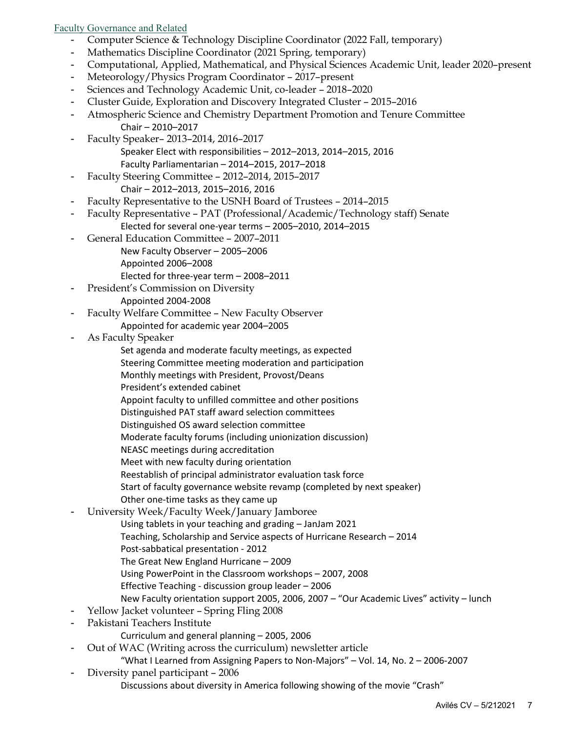## Faculty Governance and Related

- Computer Science & Technology Discipline Coordinator (2022 Fall, temporary)
- Mathematics Discipline Coordinator (2021 Spring, temporary)
- Computational, Applied, Mathematical, and Physical Sciences Academic Unit, leader 2020–present
- Meteorology/Physics Program Coordinator – 2017–present
- Sciences and Technology Academic Unit, co-leader – 2018–2020
- Cluster Guide, Exploration and Discovery Integrated Cluster – 2015–2016
- Atmospheric Science and Chemistry Department Promotion and Tenure Committee
  - Chair – 2010–2017
- Faculty Speaker– 2013–2014, 2016–2017
  - Speaker Elect with responsibilities – 2012–2013, 2014–2015, 2016
  - Faculty Parliamentarian – 2014–2015, 2017–2018
- Faculty Steering Committee – 2012–2014, 2015–2017
  - Chair – 2012–2013, 2015–2016, 2016
- Faculty Representative to the USNH Board of Trustees – 2014–2015
- Faculty Representative – PAT (Professional/Academic/Technology staff) Senate
  - Elected for several one-year terms – 2005–2010, 2014–2015
- General Education Committee – 2007–2011
  - New Faculty Observer – 2005–2006
  - Appointed 2006–2008
  - Elected for three-year term – 2008–2011
- President's Commission on Diversity
  - Appointed 2004-2008
- Faculty Welfare Committee – New Faculty Observer
  - Appointed for academic year 2004–2005
- As Faculty Speaker
  - Set agenda and moderate faculty meetings, as expected
  - Steering Committee meeting moderation and participation
  - Monthly meetings with President, Provost/Deans
  - President's extended cabinet
  - Appoint faculty to unfilled committee and other positions
  - Distinguished PAT staff award selection committees
  - Distinguished OS award selection committee
  - Moderate faculty forums (including unionization discussion)
  - NEASC meetings during accreditation
  - Meet with new faculty during orientation
  - Reestablish of principal administrator evaluation task force
  - Start of faculty governance website revamp (completed by next speaker)
  - Other one-time tasks as they came up
- University Week/Faculty Week/January Jamboree
  - Using tablets in your teaching and grading – JanJam 2021
  - Teaching, Scholarship and Service aspects of Hurricane Research – 2014
  - Post-sabbatical presentation - 2012
  - The Great New England Hurricane – 2009
  - Using PowerPoint in the Classroom workshops – 2007, 2008
  - Effective Teaching - discussion group leader – 2006
  - New Faculty orientation support 2005, 2006, 2007 – "Our Academic Lives" activity – lunch
- Yellow Jacket volunteer – Spring Fling 2008
- Pakistani Teachers Institute
  - Curriculum and general planning – 2005, 2006
- Out of WAC (Writing across the curriculum) newsletter article
  - "What I Learned from Assigning Papers to Non-Majors" – Vol. 14, No. 2 – 2006-2007
- Diversity panel participant – 2006
  - Discussions about diversity in America following showing of the movie "Crash"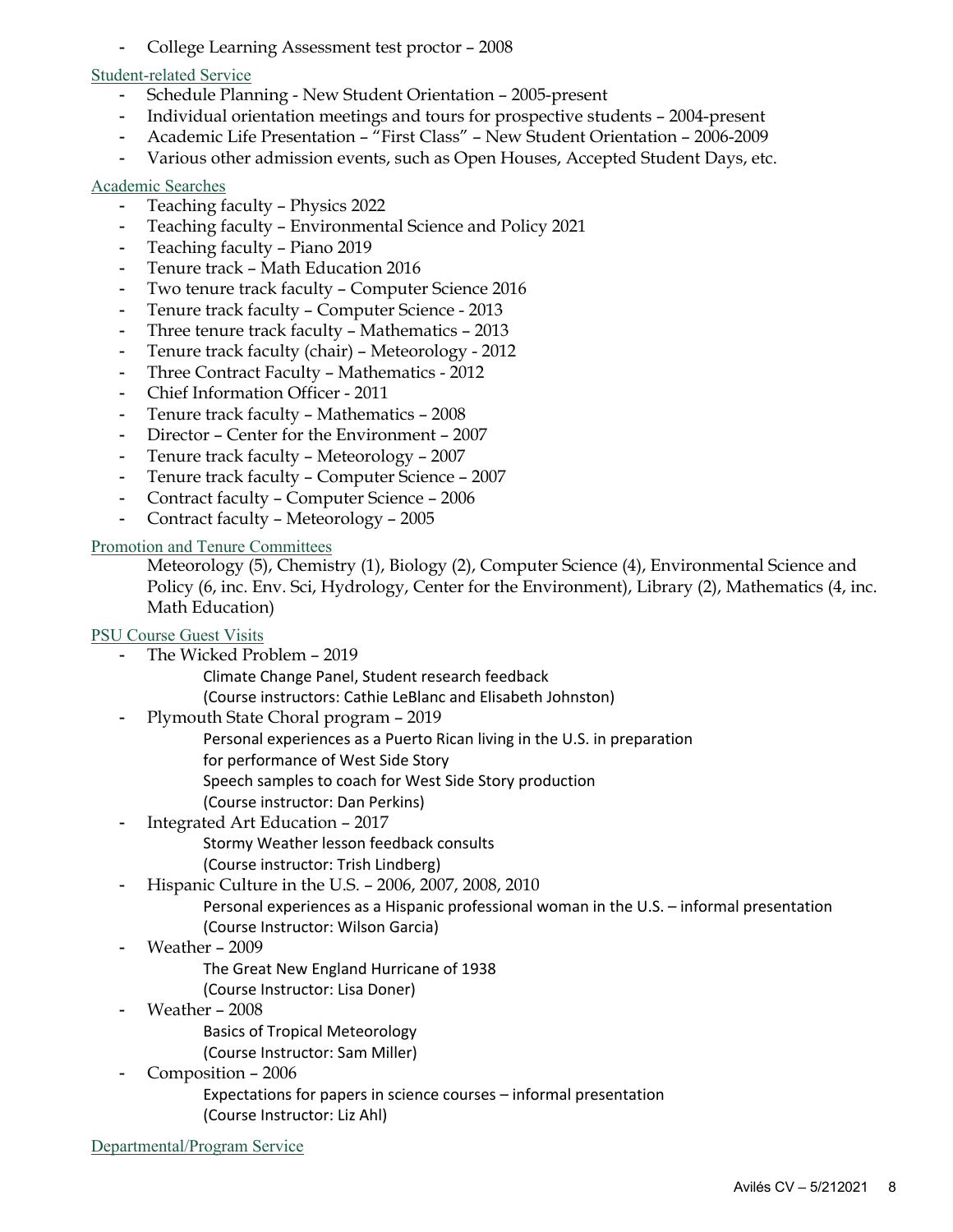- College Learning Assessment test proctor – 2008

### Student-related Service

- Schedule Planning - New Student Orientation – 2005-present
- Individual orientation meetings and tours for prospective students – 2004-present
- Academic Life Presentation – "First Class" – New Student Orientation – 2006-2009
- Various other admission events, such as Open Houses, Accepted Student Days, etc.

### Academic Searches

- Teaching faculty – Physics 2022
- Teaching faculty – Environmental Science and Policy 2021
- Teaching faculty – Piano 2019
- Tenure track – Math Education 2016
- Two tenure track faculty – Computer Science 2016
- Tenure track faculty – Computer Science - 2013
- Three tenure track faculty – Mathematics – 2013
- Tenure track faculty (chair) – Meteorology - 2012
- Three Contract Faculty – Mathematics - 2012
- Chief Information Officer - 2011
- Tenure track faculty – Mathematics – 2008
- Director – Center for the Environment – 2007
- Tenure track faculty – Meteorology – 2007
- Tenure track faculty – Computer Science – 2007
- Contract faculty – Computer Science – 2006
- Contract faculty – Meteorology – 2005

### Promotion and Tenure Committees

Meteorology (5), Chemistry (1), Biology (2), Computer Science (4), Environmental Science and Policy (6, inc. Env. Sci, Hydrology, Center for the Environment), Library (2), Mathematics (4, inc. Math Education)

### PSU Course Guest Visits

- The Wicked Problem – 2019
  - Climate Change Panel, Student research feedback
  - (Course instructors: Cathie LeBlanc and Elisabeth Johnston)
- Plymouth State Choral program – 2019
  - Personal experiences as a Puerto Rican living in the U.S. in preparation for performance of West Side Story
  - Speech samples to coach for West Side Story production
  - (Course instructor: Dan Perkins)
- Integrated Art Education – 2017
  - Stormy Weather lesson feedback consults
  - (Course instructor: Trish Lindberg)
- Hispanic Culture in the U.S. – 2006, 2007, 2008, 2010
  - Personal experiences as a Hispanic professional woman in the U.S. – informal presentation
  - (Course Instructor: Wilson Garcia)
- Weather – 2009
  - The Great New England Hurricane of 1938
  - (Course Instructor: Lisa Doner)
- Weather – 2008
  - Basics of Tropical Meteorology
  - (Course Instructor: Sam Miller)
- Composition – 2006
  - Expectations for papers in science courses – informal presentation
  - (Course Instructor: Liz Ahl)

### Departmental/Program Service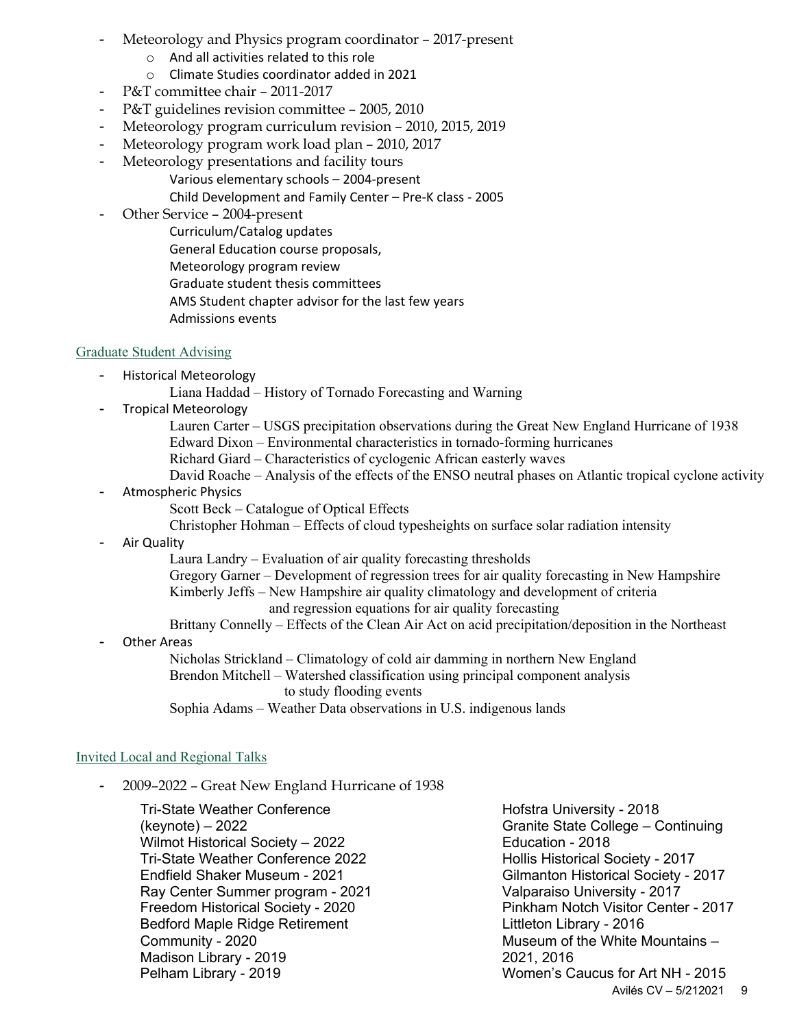- Meteorology and Physics program coordinator – 2017-present
    - And all activities related to this role
    - Climate Studies coordinator added in 2021
- P&T committee chair – 2011-2017
- P&T guidelines revision committee – 2005, 2010
- Meteorology program curriculum revision – 2010, 2015, 2019
- Meteorology program work load plan – 2010, 2017
- Meteorology presentations and facility tours
    - Various elementary schools – 2004-present
    - Child Development and Family Center – Pre-K class - 2005
- Other Service – 2004-present
    - Curriculum/Catalog updates
    - General Education course proposals,
    - Meteorology program review
    - Graduate student thesis committees
    - AMS Student chapter advisor for the last few years
    - Admissions events

## Graduate Student Advising

- Historical Meteorology
    - Liana Haddad – History of Tornado Forecasting and Warning
- Tropical Meteorology
    - Lauren Carter – USGS precipitation observations during the Great New England Hurricane of 1938
    - Edward Dixon – Environmental characteristics in tornado-forming hurricanes
    - Richard Giard – Characteristics of cyclogenic African easterly waves
    - David Roache – Analysis of the effects of the ENSO neutral phases on Atlantic tropical cyclone activity
- Atmospheric Physics
    - Scott Beck – Catalogue of Optical Effects
    - Christopher Hohman – Effects of cloud typesheights on surface solar radiation intensity
- Air Quality
    - Laura Landry – Evaluation of air quality forecasting thresholds
    - Gregory Garner – Development of regression trees for air quality forecasting in New Hampshire
    - Kimberly Jeffs – New Hampshire air quality climatology and development of criteria and regression equations for air quality forecasting
    - Brittany Connelly – Effects of the Clean Air Act on acid precipitation/deposition in the Northeast
- Other Areas
    - Nicholas Strickland – Climatology of cold air damming in northern New England
    - Brendon Mitchell – Watershed classification using principal component analysis to study flooding events
    - Sophia Adams – Weather Data observations in U.S. indigenous lands

## Invited Local and Regional Talks

- 2009–2022 – Great New England Hurricane of 1938

    Tri-State Weather Conference (keynote) – 2022
    Wilmot Historical Society – 2022
    Tri-State Weather Conference 2022
    Endfield Shaker Museum - 2021
    Ray Center Summer program - 2021
    Freedom Historical Society - 2020
    Bedford Maple Ridge Retirement Community - 2020
    Madison Library - 2019
    Pelham Library - 2019
    Hofstra University - 2018
    Granite State College – Continuing Education - 2018
    Hollis Historical Society - 2017
    Gilmanton Historical Society - 2017
    Valparaiso University - 2017
    Pinkham Notch Visitor Center - 2017
    Littleton Library - 2016
    Museum of the White Mountains – 2021, 2016
    Women's Caucus for Art NH - 2015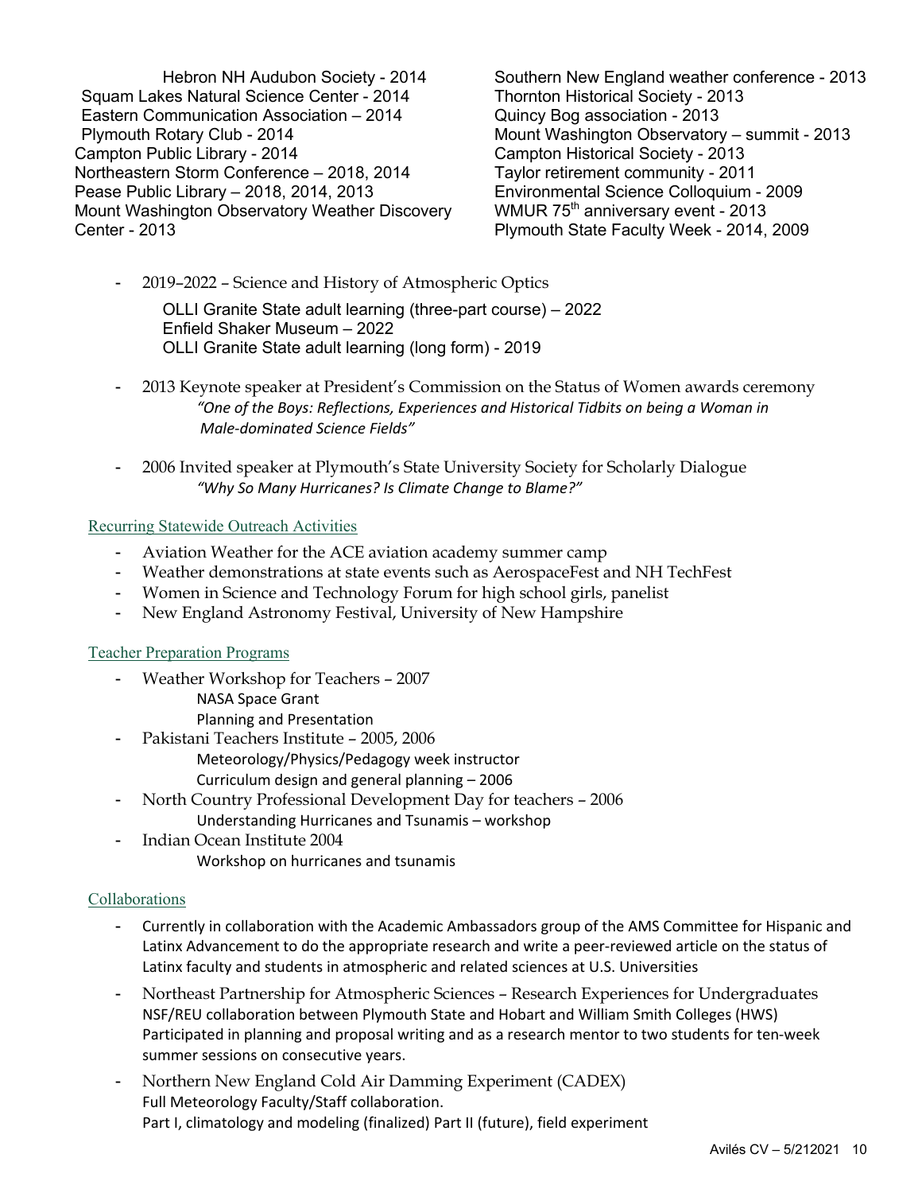Hebron NH Audubon Society - 2014
Squam Lakes Natural Science Center - 2014
Eastern Communication Association – 2014
Plymouth Rotary Club - 2014
Campton Public Library - 2014
Northeastern Storm Conference – 2018, 2014
Pease Public Library – 2018, 2014, 2013
Mount Washington Observatory Weather Discovery Center - 2013
Southern New England weather conference - 2013
Thornton Historical Society - 2013
Quincy Bog association - 2013
Mount Washington Observatory – summit - 2013
Campton Historical Society - 2013
Taylor retirement community - 2011
Environmental Science Colloquium - 2009
WMUR 75th anniversary event - 2013
Plymouth State Faculty Week - 2014, 2009

- 2019–2022 – Science and History of Atmospheric Optics
  - OLLI Granite State adult learning (three-part course) – 2022
  - Enfield Shaker Museum – 2022
  - OLLI Granite State adult learning (long form) - 2019
- 2013 Keynote speaker at President's Commission on the Status of Women awards ceremony
  *"One of the Boys: Reflections, Experiences and Historical Tidbits on being a Woman in Male-dominated Science Fields"*
- 2006 Invited speaker at Plymouth's State University Society for Scholarly Dialogue
  *"Why So Many Hurricanes? Is Climate Change to Blame?"*

## Recurring Statewide Outreach Activities

- Aviation Weather for the ACE aviation academy summer camp
- Weather demonstrations at state events such as AerospaceFest and NH TechFest
- Women in Science and Technology Forum for high school girls, panelist
- New England Astronomy Festival, University of New Hampshire

## Teacher Preparation Programs

- Weather Workshop for Teachers – 2007
  - NASA Space Grant
  - Planning and Presentation
- Pakistani Teachers Institute – 2005, 2006
  - Meteorology/Physics/Pedagogy week instructor
  - Curriculum design and general planning – 2006
- North Country Professional Development Day for teachers – 2006
  - Understanding Hurricanes and Tsunamis – workshop
- Indian Ocean Institute 2004
  - Workshop on hurricanes and tsunamis

## Collaborations

- Currently in collaboration with the Academic Ambassadors group of the AMS Committee for Hispanic and Latinx Advancement to do the appropriate research and write a peer-reviewed article on the status of Latinx faculty and students in atmospheric and related sciences at U.S. Universities
- Northeast Partnership for Atmospheric Sciences – Research Experiences for Undergraduates
  NSF/REU collaboration between Plymouth State and Hobart and William Smith Colleges (HWS)
  Participated in planning and proposal writing and as a research mentor to two students for ten-week summer sessions on consecutive years.
- Northern New England Cold Air Damming Experiment (CADEX)
  Full Meteorology Faculty/Staff collaboration.
  Part I, climatology and modeling (finalized) Part II (future), field experiment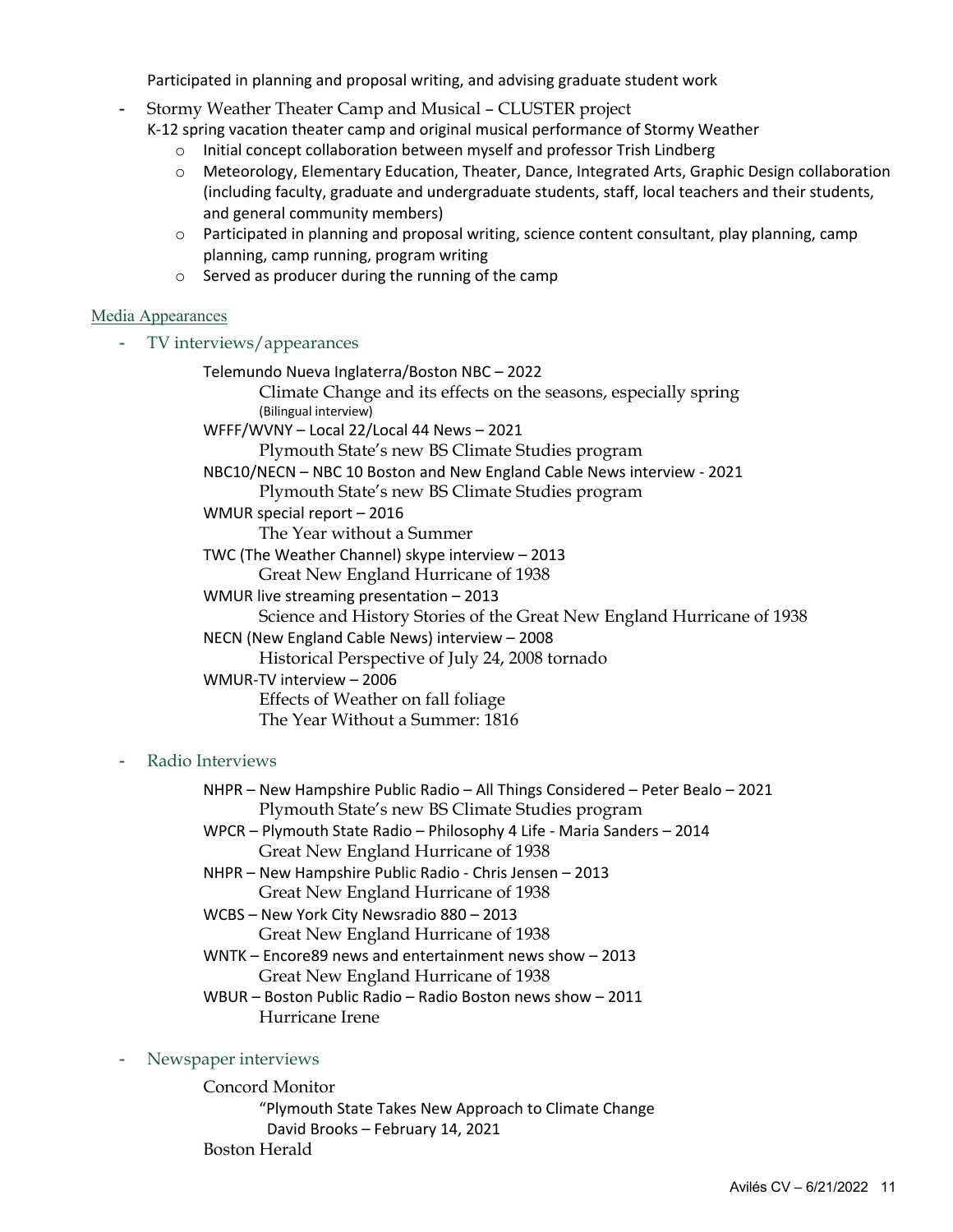Participated in planning and proposal writing, and advising graduate student work

- Stormy Weather Theater Camp and Musical – CLUSTER project
  K-12 spring vacation theater camp and original musical performance of Stormy Weather
  - Initial concept collaboration between myself and professor Trish Lindberg
  - Meteorology, Elementary Education, Theater, Dance, Integrated Arts, Graphic Design collaboration (including faculty, graduate and undergraduate students, staff, local teachers and their students, and general community members)
  - Participated in planning and proposal writing, science content consultant, play planning, camp planning, camp running, program writing
  - Served as producer during the running of the camp

## Media Appearances

- TV interviews/appearances

  Telemundo Nueva Inglaterra/Boston NBC – 2022
  Climate Change and its effects on the seasons, especially spring
  (Bilingual interview)

  WFFF/WVNY – Local 22/Local 44 News – 2021
  Plymouth State's new BS Climate Studies program

  NBC10/NECN – NBC 10 Boston and New England Cable News interview - 2021
  Plymouth State's new BS Climate Studies program

  WMUR special report – 2016
  The Year without a Summer

  TWC (The Weather Channel) skype interview – 2013
  Great New England Hurricane of 1938

  WMUR live streaming presentation – 2013
  Science and History Stories of the Great New England Hurricane of 1938

  NECN (New England Cable News) interview – 2008
  Historical Perspective of July 24, 2008 tornado

  WMUR-TV interview – 2006
  Effects of Weather on fall foliage
  The Year Without a Summer: 1816

- Radio Interviews

  NHPR – New Hampshire Public Radio – All Things Considered – Peter Bealo – 2021
  Plymouth State's new BS Climate Studies program

  WPCR – Plymouth State Radio – Philosophy 4 Life - Maria Sanders – 2014
  Great New England Hurricane of 1938

  NHPR – New Hampshire Public Radio - Chris Jensen – 2013
  Great New England Hurricane of 1938

  WCBS – New York City Newsradio 880 – 2013
  Great New England Hurricane of 1938

  WNTK – Encore89 news and entertainment news show – 2013
  Great New England Hurricane of 1938

  WBUR – Boston Public Radio – Radio Boston news show – 2011
  Hurricane Irene

- Newspaper interviews

  Concord Monitor
  "Plymouth State Takes New Approach to Climate Change
  David Brooks – February 14, 2021

  Boston Herald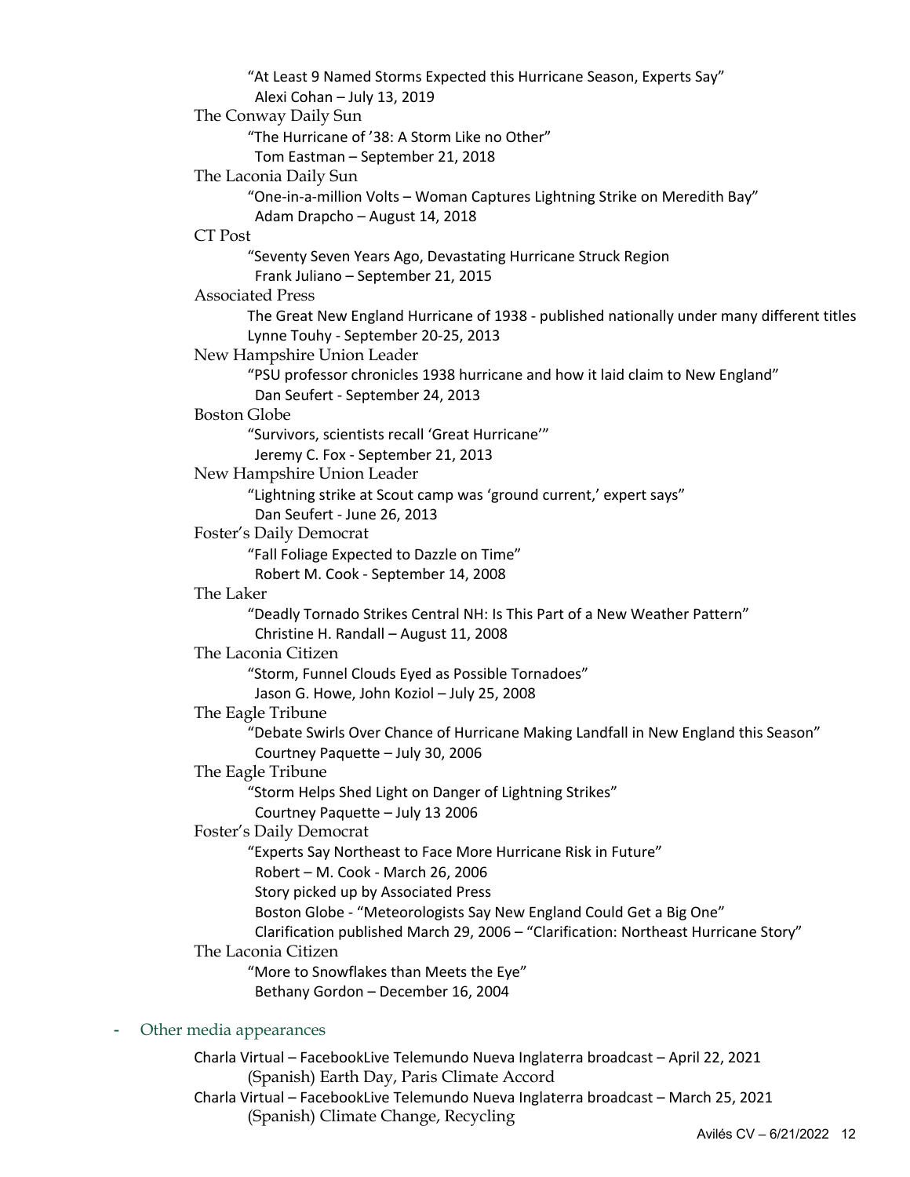"At Least 9 Named Storms Expected this Hurricane Season, Experts Say"
Alexi Cohan – July 13, 2019

The Conway Daily Sun
"The Hurricane of '38: A Storm Like no Other"
Tom Eastman – September 21, 2018

The Laconia Daily Sun
"One-in-a-million Volts – Woman Captures Lightning Strike on Meredith Bay"
Adam Drapcho – August 14, 2018

CT Post
"Seventy Seven Years Ago, Devastating Hurricane Struck Region
Frank Juliano – September 21, 2015

Associated Press
The Great New England Hurricane of 1938 - published nationally under many different titles
Lynne Touhy - September 20-25, 2013

New Hampshire Union Leader
"PSU professor chronicles 1938 hurricane and how it laid claim to New England"
Dan Seufert - September 24, 2013

Boston Globe
"Survivors, scientists recall 'Great Hurricane'"
Jeremy C. Fox - September 21, 2013

New Hampshire Union Leader
"Lightning strike at Scout camp was 'ground current,' expert says"
Dan Seufert - June 26, 2013

Foster's Daily Democrat
"Fall Foliage Expected to Dazzle on Time"
Robert M. Cook - September 14, 2008

The Laker
"Deadly Tornado Strikes Central NH: Is This Part of a New Weather Pattern"
Christine H. Randall – August 11, 2008

The Laconia Citizen
"Storm, Funnel Clouds Eyed as Possible Tornadoes"
Jason G. Howe, John Koziol – July 25, 2008

The Eagle Tribune
"Debate Swirls Over Chance of Hurricane Making Landfall in New England this Season"
Courtney Paquette – July 30, 2006

The Eagle Tribune
"Storm Helps Shed Light on Danger of Lightning Strikes"
Courtney Paquette – July 13 2006

Foster's Daily Democrat
"Experts Say Northeast to Face More Hurricane Risk in Future"
Robert – M. Cook - March 26, 2006
Story picked up by Associated Press
Boston Globe - "Meteorologists Say New England Could Get a Big One"
Clarification published March 29, 2006 – "Clarification: Northeast Hurricane Story"

The Laconia Citizen
"More to Snowflakes than Meets the Eye"
Bethany Gordon – December 16, 2004

- Other media appearances

Charla Virtual – FacebookLive Telemundo Nueva Inglaterra broadcast – April 22, 2021
(Spanish) Earth Day, Paris Climate Accord

Charla Virtual – FacebookLive Telemundo Nueva Inglaterra broadcast – March 25, 2021
(Spanish) Climate Change, Recycling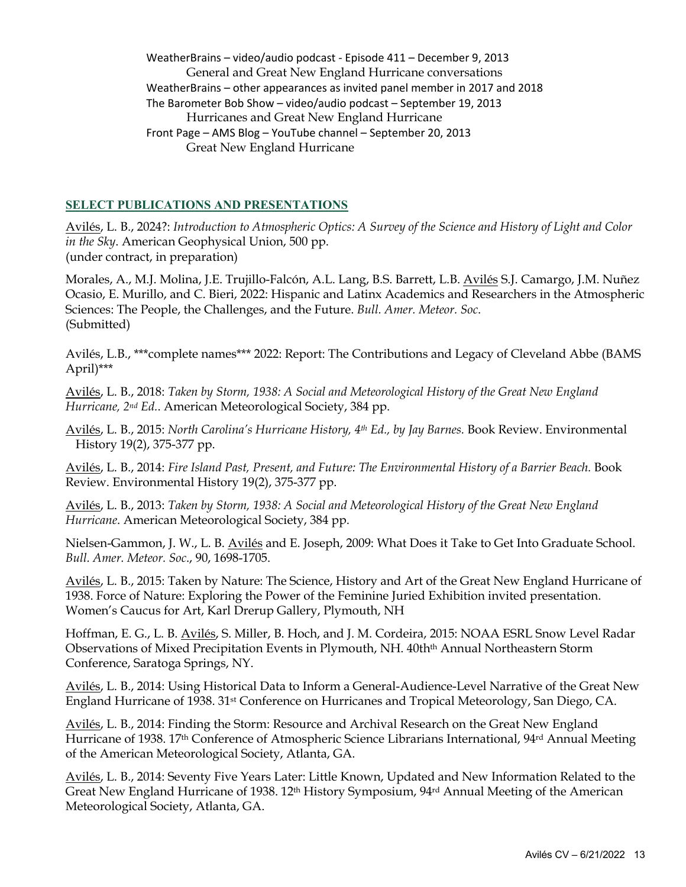WeatherBrains – video/audio podcast - Episode 411 – December 9, 2013
    General and Great New England Hurricane conversations
WeatherBrains – other appearances as invited panel member in 2017 and 2018
The Barometer Bob Show – video/audio podcast – September 19, 2013
    Hurricanes and Great New England Hurricane
Front Page – AMS Blog – YouTube channel – September 20, 2013
    Great New England Hurricane

## SELECT PUBLICATIONS AND PRESENTATIONS

Avilés, L. B., 2024?: *Introduction to Atmospheric Optics: A Survey of the Science and History of Light and Color in the Sky*. American Geophysical Union, 500 pp.
(under contract, in preparation)

Morales, A., M.J. Molina, J.E. Trujillo-Falcón, A.L. Lang, B.S. Barrett, L.B. Avilés S.J. Camargo, J.M. Nuñez Ocasio, E. Murillo, and C. Bieri, 2022: Hispanic and Latinx Academics and Researchers in the Atmospheric Sciences: The People, the Challenges, and the Future. *Bull. Amer. Meteor. Soc*.
(Submitted)

Avilés, L.B., ***complete names*** 2022: Report: The Contributions and Legacy of Cleveland Abbe (BAMS April)***

Avilés, L. B., 2018: *Taken by Storm, 1938: A Social and Meteorological History of the Great New England Hurricane, 2nd Ed.*. American Meteorological Society, 384 pp.

Avilés, L. B., 2015: *North Carolina's Hurricane History, 4th Ed., by Jay Barnes.* Book Review. Environmental History 19(2), 375-377 pp.

Avilés, L. B., 2014: *Fire Island Past, Present, and Future: The Environmental History of a Barrier Beach.* Book Review. Environmental History 19(2), 375-377 pp.

Avilés, L. B., 2013: *Taken by Storm, 1938: A Social and Meteorological History of the Great New England Hurricane*. American Meteorological Society, 384 pp.

Nielsen-Gammon, J. W., L. B. Avilés and E. Joseph, 2009: What Does it Take to Get Into Graduate School. *Bull. Amer. Meteor. Soc*., 90, 1698-1705.

Avilés, L. B., 2015: Taken by Nature: The Science, History and Art of the Great New England Hurricane of 1938. Force of Nature: Exploring the Power of the Feminine Juried Exhibition invited presentation. Women's Caucus for Art, Karl Drerup Gallery, Plymouth, NH

Hoffman, E. G., L. B. Avilés, S. Miller, B. Hoch, and J. M. Cordeira, 2015: NOAA ESRL Snow Level Radar Observations of Mixed Precipitation Events in Plymouth, NH. 40thth Annual Northeastern Storm Conference, Saratoga Springs, NY.

Avilés, L. B., 2014: Using Historical Data to Inform a General-Audience-Level Narrative of the Great New England Hurricane of 1938. 31st Conference on Hurricanes and Tropical Meteorology, San Diego, CA.

Avilés, L. B., 2014: Finding the Storm: Resource and Archival Research on the Great New England Hurricane of 1938. 17th Conference of Atmospheric Science Librarians International, 94rd Annual Meeting of the American Meteorological Society, Atlanta, GA.

Avilés, L. B., 2014: Seventy Five Years Later: Little Known, Updated and New Information Related to the Great New England Hurricane of 1938. 12th History Symposium, 94rd Annual Meeting of the American Meteorological Society, Atlanta, GA.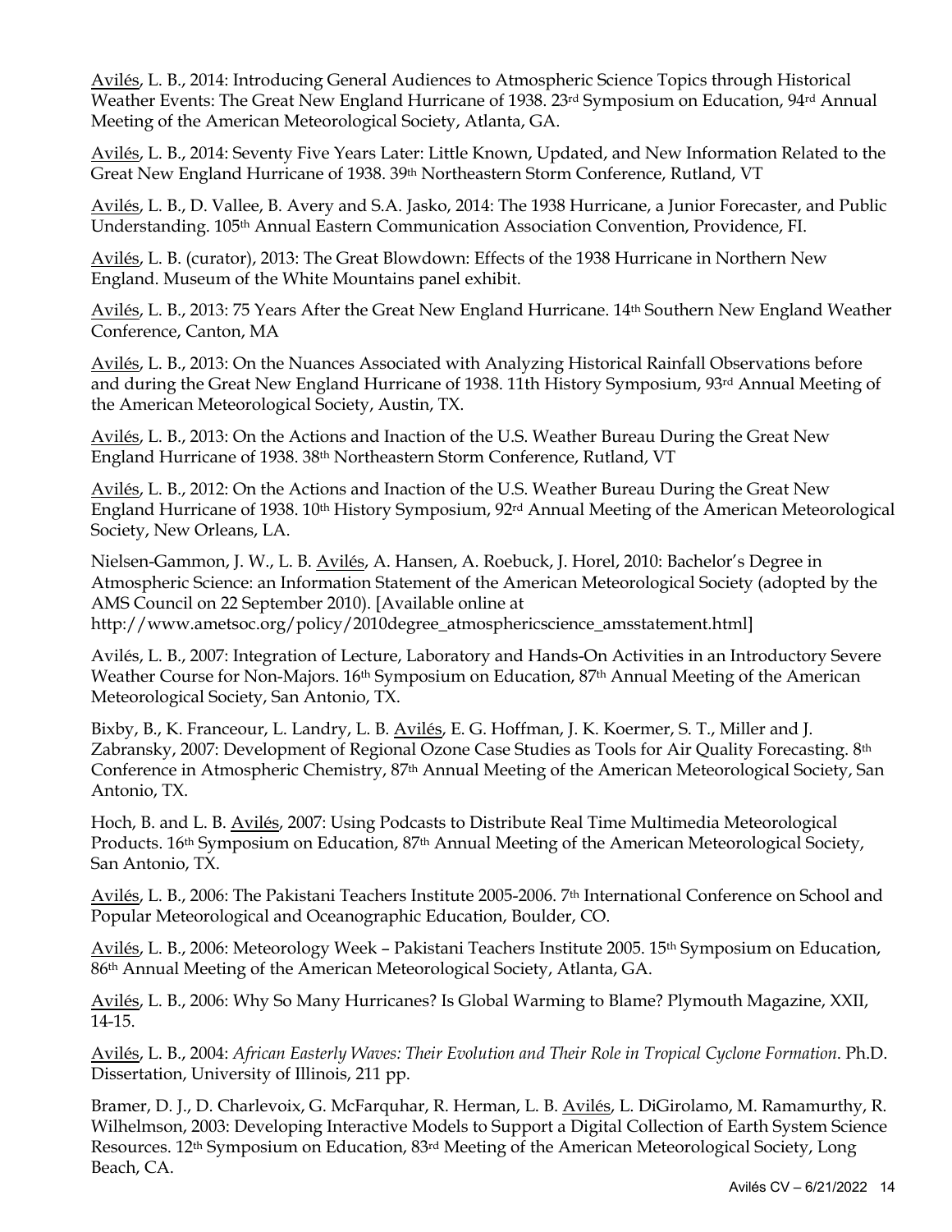<u>Avilés</u>, L. B., 2014: Introducing General Audiences to Atmospheric Science Topics through Historical Weather Events: The Great New England Hurricane of 1938. 23rd Symposium on Education, 94rd Annual Meeting of the American Meteorological Society, Atlanta, GA.

<u>Avilés</u>, L. B., 2014: Seventy Five Years Later: Little Known, Updated, and New Information Related to the Great New England Hurricane of 1938. 39th Northeastern Storm Conference, Rutland, VT

<u>Avilés</u>, L. B., D. Vallee, B. Avery and S.A. Jasko, 2014: The 1938 Hurricane, a Junior Forecaster, and Public Understanding. 105th Annual Eastern Communication Association Convention, Providence, FI.

<u>Avilés</u>, L. B. (curator), 2013: The Great Blowdown: Effects of the 1938 Hurricane in Northern New England. Museum of the White Mountains panel exhibit.

<u>Avilés</u>, L. B., 2013: 75 Years After the Great New England Hurricane. 14th Southern New England Weather Conference, Canton, MA

<u>Avilés</u>, L. B., 2013: On the Nuances Associated with Analyzing Historical Rainfall Observations before and during the Great New England Hurricane of 1938. 11th History Symposium, 93rd Annual Meeting of the American Meteorological Society, Austin, TX.

<u>Avilés</u>, L. B., 2013: On the Actions and Inaction of the U.S. Weather Bureau During the Great New England Hurricane of 1938. 38th Northeastern Storm Conference, Rutland, VT

<u>Avilés</u>, L. B., 2012: On the Actions and Inaction of the U.S. Weather Bureau During the Great New England Hurricane of 1938. 10th History Symposium, 92rd Annual Meeting of the American Meteorological Society, New Orleans, LA.

Nielsen-Gammon, J. W., L. B. <u>Avilés</u>, A. Hansen, A. Roebuck, J. Horel, 2010: Bachelor's Degree in Atmospheric Science: an Information Statement of the American Meteorological Society (adopted by the AMS Council on 22 September 2010). [Available online at http://www.ametsoc.org/policy/2010degree_atmosphericscience_amsstatement.html]

Avilés, L. B., 2007: Integration of Lecture, Laboratory and Hands-On Activities in an Introductory Severe Weather Course for Non-Majors. 16th Symposium on Education, 87th Annual Meeting of the American Meteorological Society, San Antonio, TX.

Bixby, B., K. Franceour, L. Landry, L. B. <u>Avilés</u>, E. G. Hoffman, J. K. Koermer, S. T., Miller and J. Zabransky, 2007: Development of Regional Ozone Case Studies as Tools for Air Quality Forecasting. 8th Conference in Atmospheric Chemistry, 87th Annual Meeting of the American Meteorological Society, San Antonio, TX.

Hoch, B. and L. B. <u>Avilés</u>, 2007: Using Podcasts to Distribute Real Time Multimedia Meteorological Products. 16th Symposium on Education, 87th Annual Meeting of the American Meteorological Society, San Antonio, TX.

<u>Avilés</u>, L. B., 2006: The Pakistani Teachers Institute 2005-2006. 7th International Conference on School and Popular Meteorological and Oceanographic Education, Boulder, CO.

<u>Avilés</u>, L. B., 2006: Meteorology Week – Pakistani Teachers Institute 2005. 15th Symposium on Education, 86th Annual Meeting of the American Meteorological Society, Atlanta, GA.

<u>Avilés</u>, L. B., 2006: Why So Many Hurricanes? Is Global Warming to Blame? Plymouth Magazine, XXII, 14-15.

<u>Avilés</u>, L. B., 2004: *African Easterly Waves: Their Evolution and Their Role in Tropical Cyclone Formation*. Ph.D. Dissertation, University of Illinois, 211 pp.

Bramer, D. J., D. Charlevoix, G. McFarquhar, R. Herman, L. B. <u>Avilés</u>, L. DiGirolamo, M. Ramamurthy, R. Wilhelmson, 2003: Developing Interactive Models to Support a Digital Collection of Earth System Science Resources. 12th Symposium on Education, 83rd Meeting of the American Meteorological Society, Long Beach, CA.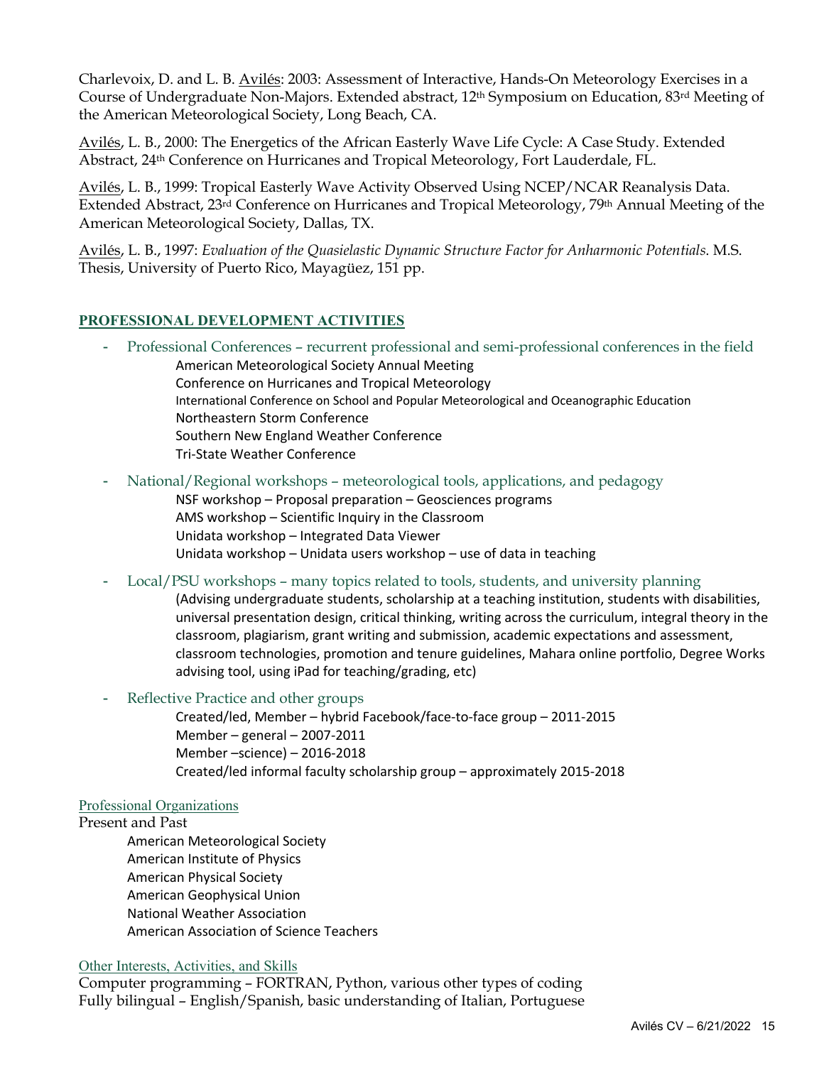Charlevoix, D. and L. B. Avilés: 2003: Assessment of Interactive, Hands-On Meteorology Exercises in a Course of Undergraduate Non-Majors. Extended abstract, 12th Symposium on Education, 83rd Meeting of the American Meteorological Society, Long Beach, CA.

Avilés, L. B., 2000: The Energetics of the African Easterly Wave Life Cycle: A Case Study. Extended Abstract, 24th Conference on Hurricanes and Tropical Meteorology, Fort Lauderdale, FL.

Avilés, L. B., 1999: Tropical Easterly Wave Activity Observed Using NCEP/NCAR Reanalysis Data. Extended Abstract, 23rd Conference on Hurricanes and Tropical Meteorology, 79th Annual Meeting of the American Meteorological Society, Dallas, TX.

Avilés, L. B., 1997: *Evaluation of the Quasielastic Dynamic Structure Factor for Anharmonic Potentials.* M.S. Thesis, University of Puerto Rico, Mayagüez, 151 pp.

## PROFESSIONAL DEVELOPMENT ACTIVITIES

- Professional Conferences – recurrent professional and semi-professional conferences in the field
  - American Meteorological Society Annual Meeting
  - Conference on Hurricanes and Tropical Meteorology
  - International Conference on School and Popular Meteorological and Oceanographic Education
  - Northeastern Storm Conference
  - Southern New England Weather Conference
  - Tri-State Weather Conference
- National/Regional workshops – meteorological tools, applications, and pedagogy
  - NSF workshop – Proposal preparation – Geosciences programs
  - AMS workshop – Scientific Inquiry in the Classroom
  - Unidata workshop – Integrated Data Viewer
  - Unidata workshop – Unidata users workshop – use of data in teaching
- Local/PSU workshops – many topics related to tools, students, and university planning
  - (Advising undergraduate students, scholarship at a teaching institution, students with disabilities, universal presentation design, critical thinking, writing across the curriculum, integral theory in the classroom, plagiarism, grant writing and submission, academic expectations and assessment, classroom technologies, promotion and tenure guidelines, Mahara online portfolio, Degree Works advising tool, using iPad for teaching/grading, etc)
- Reflective Practice and other groups
  - Created/led, Member – hybrid Facebook/face-to-face group – 2011-2015
  - Member – general – 2007-2011
  - Member –science) – 2016-2018
  - Created/led informal faculty scholarship group – approximately 2015-2018

### Professional Organizations

Present and Past

- American Meteorological Society
- American Institute of Physics
- American Physical Society
- American Geophysical Union
- National Weather Association
- American Association of Science Teachers

### Other Interests, Activities, and Skills

Computer programming – FORTRAN, Python, various other types of coding

Fully bilingual – English/Spanish, basic understanding of Italian, Portuguese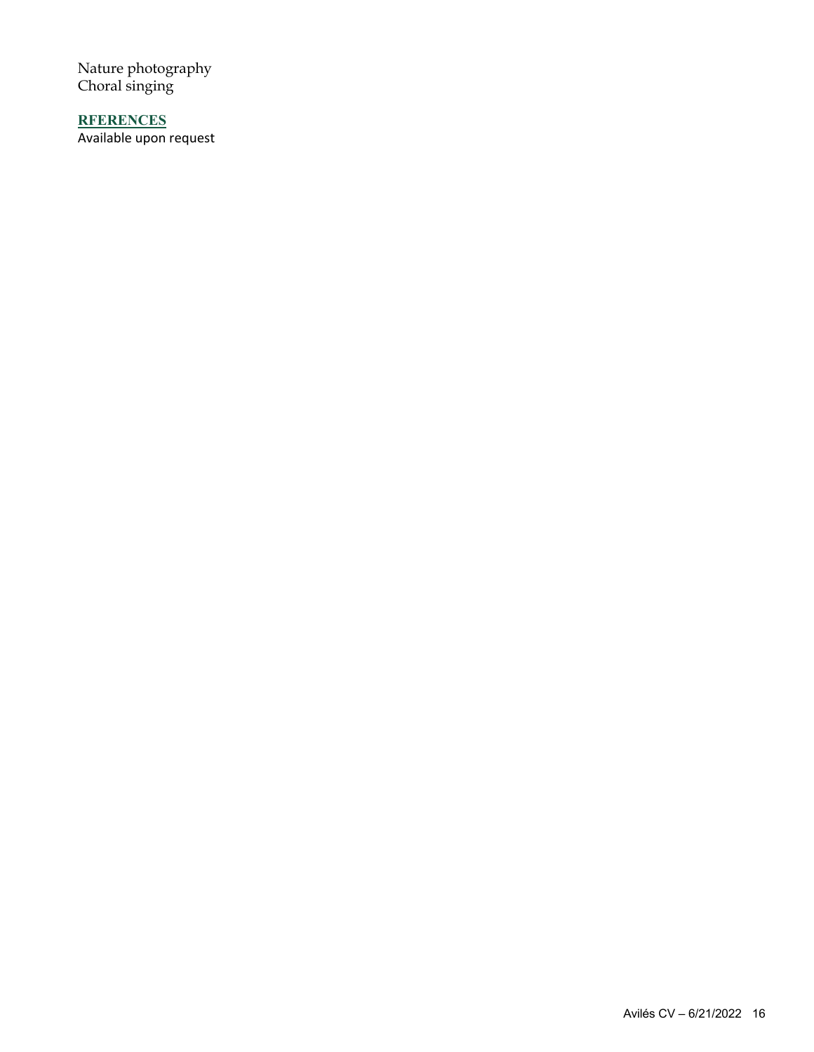Nature photography
Choral singing

## RFERENCES

Available upon request